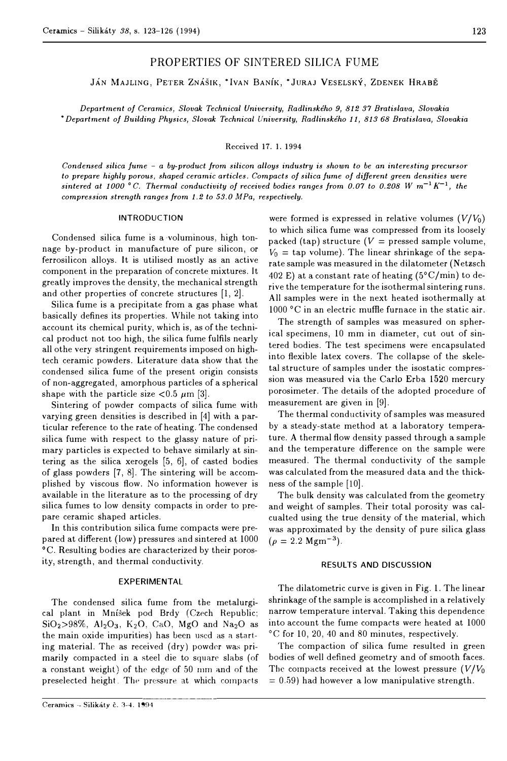# PROPERTIES OF SINTERED SILICA FUME

JÁN MAJLING, PETER ZNÁŠIK, *IVAN BANÍK, *JURAJ VESELSKÝ, ZDENEK HRABĚ

*Department of Ceramics, Slovak Technical University, Radlinského 9, 812 37 Bratislava, Slovakia*
*\*Department of Building Physics, Slovak Technical University, Radlinského 11, 813 68 Bratislava, Slovakia*

Received 17. 1. 1994

*Condensed silica fume - a by-product from silicon alloys industry is shown to be an interesting precursor to prepare highly porous, shaped ceramic articles. Compacts of silica fume of different green densities were sintered at 1000 °C. Thermal conductivity of received bodies ranges from 0.07 to 0.208 W $m^{-1}K^{-1}$, the compression strength ranges from 1.2 to 53.0 MPa, respectively.*

## INTRODUCTION

Condensed silica fume is a voluminous, high tonnage by-product in manufacture of pure silicon, or ferrosilicon alloys. It is utilised mostly as an active component in the preparation of concrete mixtures. It greatly improves the density, the mechanical strength and other properties of concrete structures [1, 2].

Silica fume is a precipitate from a gas phase what basically defines its properties. While not taking into account its chemical purity, which is, as of the technical product not too high, the silica fume fulfils nearly all othe very stringent requirements imposed on high-tech ceramic powders. Literature data show that the condensed silica fume of the present origin consists of non-aggregated, amorphous particles of a spherical shape with the particle size <0.5 μm [3].

Sintering of powder compacts of silica fume with varying green densities is described in [4] with a particular reference to the rate of heating. The condensed silica fume with respect to the glassy nature of primary particles is expected to behave similarly at sintering as the silica xerogels [5, 6], of casted bodies of glass powders [7, 8]. The sintering will be accomplished by viscous flow. No information however is available in the literature as to the processing of dry silica fumes to low density compacts in order to prepare ceramic shaped articles.

In this contribution silica fume compacts were prepared at different (low) pressures and sintered at 1000 °C. Resulting bodies are characterized by their porosity, strength, and thermal conductivity.

## EXPERIMENTAL

The condensed silica fume from the metalurgical plant in Mníšek pod Brdy (Czech Republic; $SiO_2$>98%, $Al_2O_3$, $K_2O$, CaO, MgO and $Na_2O$ as the main oxide impurities) has been used as a starting material. The as received (dry) powder was primarily compacted in a steel die to square slabs (of a constant weight) of the edge of 50 mm and of the preselected height. The pressure at which compacts were formed is expressed in relative volumes ($V/V_0$) to which silica fume was compressed from its loosely packed (tap) structure ($V$ = pressed sample volume, $V_0$ = tap volume). The linear shrinkage of the separate sample was measured in the dilatometer (Netzsch 402 E) at a constant rate of heating (5°C/min) to derive the temperature for the isothermal sintering runs. All samples were in the next heated isothermally at 1000 °C in an electric muffle furnace in the static air.

The strength of samples was measured on spherical specimens, 10 mm in diameter, cut out of sintered bodies. The test specimens were encapsulated into flexible latex covers. The collapse of the skeletal structure of samples under the isostatic compression was measured via the Carlo Erba 1520 mercury porosimeter. The details of the adopted procedure of measurement are given in [9].

The thermal conductivity of samples was measured by a steady-state method at a laboratory temperature. A thermal flow density passed through a sample and the temperature difference on the sample were measured. The thermal conductivity of the sample was calculated from the measured data and the thickness of the sample [10].

The bulk density was calculated from the geometry and weight of samples. Their total porosity was calcualted using the true density of the material, which was approximated by the density of pure silica glass ($\rho$ = 2.2 $Mgm^{-3}$).

## RESULTS AND DISCUSSION

The dilatometric curve is given in Fig. 1. The linear shrinkage of the sample is accomplished in a relatively narrow temperature interval. Taking this dependence into account the fume compacts were heated at 1000 °C for 10, 20, 40 and 80 minutes, respectively.

The compaction of silica fume resulted in green bodies of well defined geometry and of smooth faces. The compacts received at the lowest pressure ($V/V_0$ = 0.59) had however a low manipulative strength.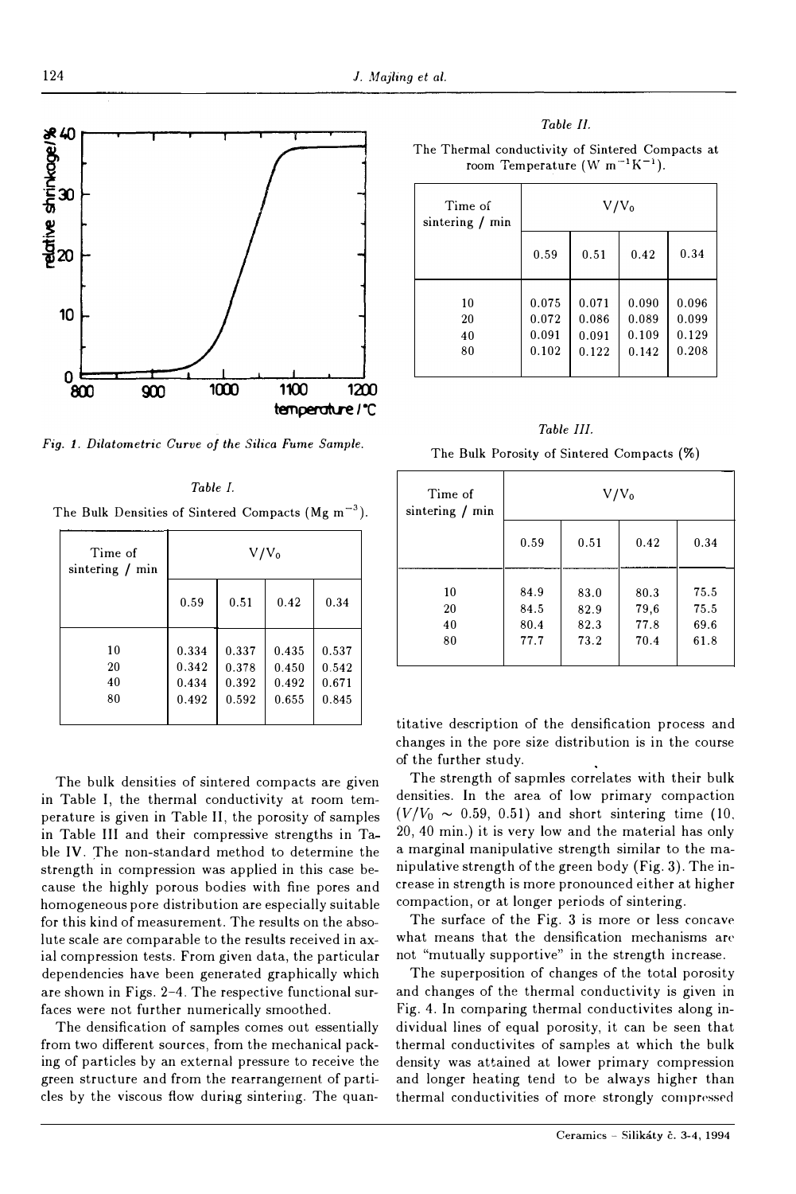Fig. 1. Dilatometric Curve of the Silica Fume Sample.

*Table I.*

The Bulk Densities of Sintered Compacts (Mg m$^{-3}$).

| Time of sintering / min | $V/V_0$ | | | |
|---|---|---|---|---|
| | 0.59 | 0.51 | 0.42 | 0.34 |
| 10 | 0.334 | 0.337 | 0.435 | 0.537 |
| 20 | 0.342 | 0.378 | 0.450 | 0.542 |
| 40 | 0.434 | 0.392 | 0.492 | 0.671 |
| 80 | 0.492 | 0.592 | 0.655 | 0.845 |

The bulk densities of sintered compacts are given in Table I, the thermal conductivity at room temperature is given in Table II, the porosity of samples in Table III and their compressive strengths in Table IV. The non-standard method to determine the strength in compression was applied in this case because the highly porous bodies with fine pores and homogeneous pore distribution are especially suitable for this kind of measurement. The results on the absolute scale are comparable to the results received in axial compression tests. From given data, the particular dependencies have been generated graphically which are shown in Figs. 2–4. The respective functional surfaces were not further numerically smoothed.

The densification of samples comes out essentially from two different sources, from the mechanical packing of particles by an external pressure to receive the green structure and from the rearrangement of particles by the viscous flow during sintering. The quantitative description of the densification process and changes in the pore size distribution is in the course of the further study.

*Table II.*

The Thermal conductivity of Sintered Compacts at room Temperature (W m$^{-1}$K$^{-1}$).

| Time of sintering / min | $V/V_0$ | | | |
|---|---|---|---|---|
| | 0.59 | 0.51 | 0.42 | 0.34 |
| 10 | 0.075 | 0.071 | 0.090 | 0.096 |
| 20 | 0.072 | 0.086 | 0.089 | 0.099 |
| 40 | 0.091 | 0.091 | 0.109 | 0.129 |
| 80 | 0.102 | 0.122 | 0.142 | 0.208 |

*Table III.*

The Bulk Porosity of Sintered Compacts (%)

| Time of sintering / min | $V/V_0$ | | | |
|---|---|---|---|---|
| | 0.59 | 0.51 | 0.42 | 0.34 |
| 10 | 84.9 | 83.0 | 80.3 | 75.5 |
| 20 | 84.5 | 82.9 | 79,6 | 75.5 |
| 40 | 80.4 | 82.3 | 77.8 | 69.6 |
| 80 | 77.7 | 73.2 | 70.4 | 61.8 |

The strength of sapmles correlates with their bulk densities. In the area of low primary compaction ($V/V_0 \sim 0.59$, 0.51) and short sintering time (10, 20, 40 min.) it is very low and the material has only a marginal manipulative strength similar to the manipulative strength of the green body (Fig. 3). The increase in strength is more pronounced either at higher compaction, or at longer periods of sintering.

The surface of the Fig. 3 is more or less concave what means that the densification mechanisms are not "mutually supportive" in the strength increase.

The superposition of changes of the total porosity and changes of the thermal conductivites is given in Fig. 4. In comparing thermal conductivites along individual lines of equal porosity, it can be seen that thermal conductivites of samples at which the bulk density was attained at lower primary compression and longer heating tend to be always higher than thermal conductivities of more strongly compressed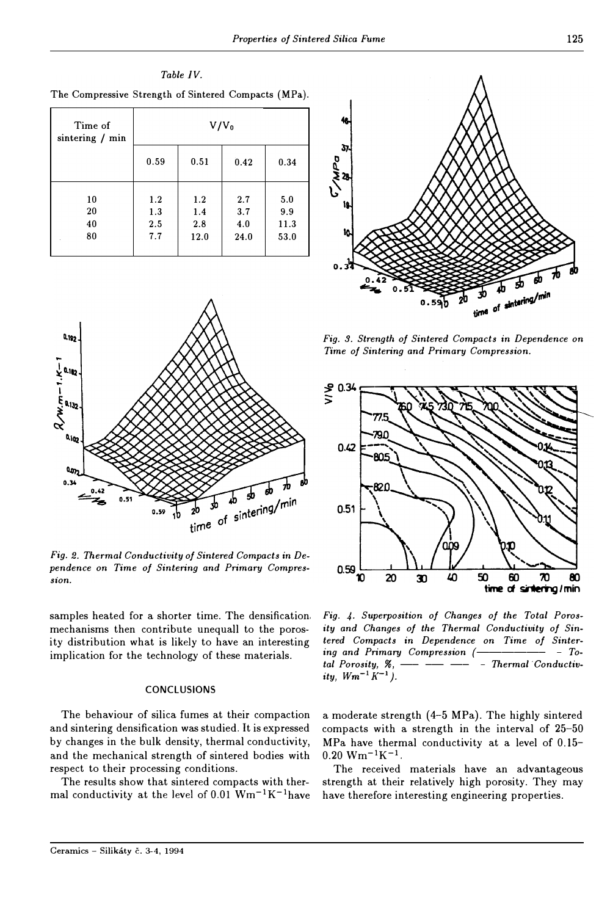*Table IV.*

The Compressive Strength of Sintered Compacts (MPa).

| Time of sintering / min | $V/V_0$ | | | |
|---|---|---|---|---|
| | 0.59 | 0.51 | 0.42 | 0.34 |
| 10 | 1.2 | 1.2 | 2.7 | 5.0 |
| 20 | 1.3 | 1.4 | 3.7 | 9.9 |
| 40 | 2.5 | 2.8 | 4.0 | 11.3 |
| 80 | 7.7 | 12.0 | 24.0 | 53.0 |

*Fig. 2. Thermal Conductivity of Sintered Compacts in Dependence on Time of Sintering and Primary Compression.*

*Fig. 3. Strength of Sintered Compacts in Dependence on Time of Sintering and Primary Compression.*

*Fig. 4. Superposition of Changes of the Total Porosity and Changes of the Thermal Conductivity of Sintered Compacts in Dependence on Time of Sintering and Primary Compression (———— - Total Porosity, %, — — — - Thermal Conductivity, $Wm^{-1}K^{-1}$).*

samples heated for a shorter time. The densification mechanisms then contribute unequall to the porosity distribution what is likely to have an interesting implication for the technology of these materials.

## CONCLUSIONS

The behaviour of silica fumes at their compaction and sintering densification was studied. It is expressed by changes in the bulk density, thermal conductivity, and the mechanical strength of sintered bodies with respect to their processing conditions.

The results show that sintered compacts with thermal conductivity at the level of 0.01 $Wm^{-1}K^{-1}$ have a moderate strength (4–5 MPa). The highly sintered compacts with a strength in the interval of 25–50 MPa have thermal conductivity at a level of 0.15–0.20 $Wm^{-1}K^{-1}$.

The received materials have an advantageous strength at their relatively high porosity. They may have therefore interesting engineering properties.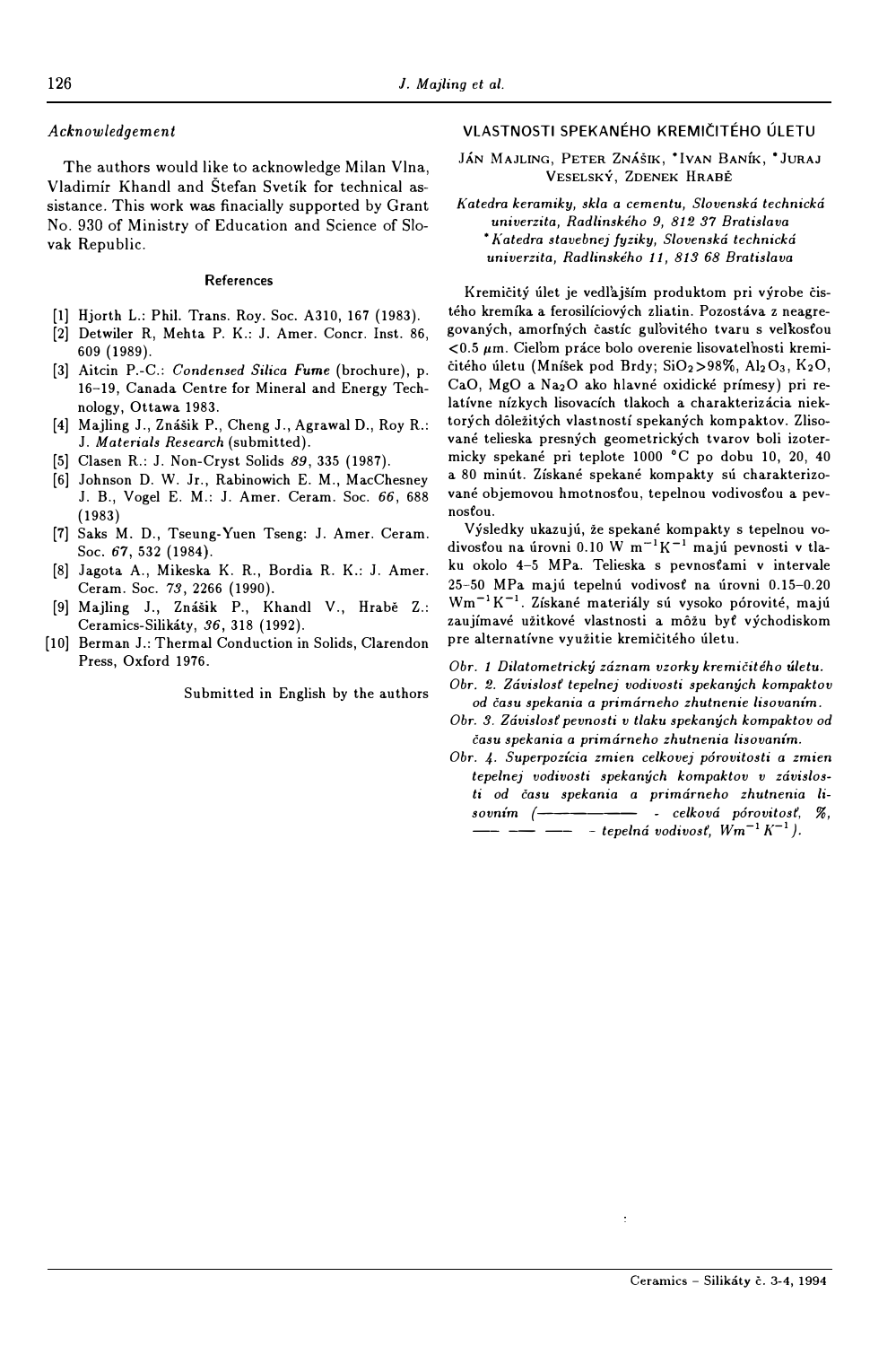*Acknowledgement*

The authors would like to acknowledge Milan Vlna, Vladimír Khandl and Štefan Svetík for technical assistance. This work was finacially supported by Grant No. 930 of Ministry of Education and Science of Slovak Republic.

## References

[1] Hjorth L.: Phil. Trans. Roy. Soc. A310, 167 (1983).
[2] Detwiler R, Mehta P. K.: J. Amer. Concr. Inst. 86, 609 (1989).
[3] Aitcin P.-C.: *Condensed Silica Fume* (brochure), p. 16–19, Canada Centre for Mineral and Energy Technology, Ottawa 1983.
[4] Majling J., Znášik P., Cheng J., Agrawal D., Roy R.: J. *Materials Research* (submitted).
[5] Clasen R.: J. Non-Cryst Solids *89*, 335 (1987).
[6] Johnson D. W. Jr., Rabinowich E. M., MacChesney J. B., Vogel E. M.: J. Amer. Ceram. Soc. *66*, 688 (1983)
[7] Saks M. D., Tseung-Yuen Tseng: J. Amer. Ceram. Soc. *67*, 532 (1984).
[8] Jagota A., Mikeska K. R., Bordia R. K.: J. Amer. Ceram. Soc. *73*, 2266 (1990).
[9] Majling J., Znášik P., Khandl V., Hrabě Z.: Ceramics-Silikáty, *36*, 318 (1992).
[10] Berman J.: Thermal Conduction in Solids, Clarendon Press, Oxford 1976.

Submitted in English by the authors

## VLASTNOSTI SPEKANÉHO KREMIČITÉHO ÚLETU

Ján Majling, Peter Znášik, *Ivan Baník, *Juraj Veselský, Zdenek Hrabě

*Katedra keramiky, skla a cementu, Slovenská technická univerzita, Radlinského 9, 812 37 Bratislava*
*\*Katedra stavebnej fyziky, Slovenská technická univerzita, Radlinského 11, 813 68 Bratislava*

Kremičitý úlet je vedľajším produktom pri výrobe čistého kremíka a ferosilíciových zliatin. Pozostáva z neagregovaných, amorfných častíc guľovitého tvaru s veľkosťou <0.5 μm. Cieľom práce bolo overenie lisovateľnosti kremičitého úletu (Mníšek pod Brdy; $SiO_2$>98%, $Al_2O_3$, $K_2O$, CaO, MgO a $Na_2O$ ako hlavné oxidické prímesy) pri relatívne nízkych lisovacích tlakoch a charakterizácia niektorých dôležitých vlastností spekaných kompaktov. Zlisované telieska presných geometrických tvarov boli izotermicky spekané pri teplote 1000 °C po dobu 10, 20, 40 a 80 minút. Získané spekané kompakty sú charakterizované objemovou hmotnosťou, tepelnou vodivosťou a pevnosťou.

Výsledky ukazujú, že spekané kompakty s tepelnou vodivosťou na úrovni 0.10 W $m^{-1}K^{-1}$ majú pevnosti v tlaku okolo 4–5 MPa. Telieska s pevnosťami v intervale 25–50 MPa majú tepelnú vodivosť na úrovni 0.15–0.20 $Wm^{-1}K^{-1}$. Získané materiály sú vysoko pórovité, majú zaujímavé užitkové vlastnosti a môžu byť východiskom pre alternatívne využitie kremičitého úletu.

*Obr. 1 Dilatometrický záznam vzorky kremičitého úletu.*
*Obr. 2. Závislosť tepelnej vodivosti spekaných kompaktov od času spekania a primárneho zhutnenie lisovaním.*
*Obr. 3. Závislosť pevnosti v tlaku spekaných kompaktov od času spekania a primárneho zhutnenia lisovaním.*
*Obr. 4. Superpozícia zmien celkovej pórovitosti a zmien tepelnej vodivosti spekaných kompaktov v závislosti od času spekania a primárneho zhutnenia lisovním (———— - celková pórovitosť, %, — — — - tepelná vodivosť, $Wm^{-1}K^{-1}$).*